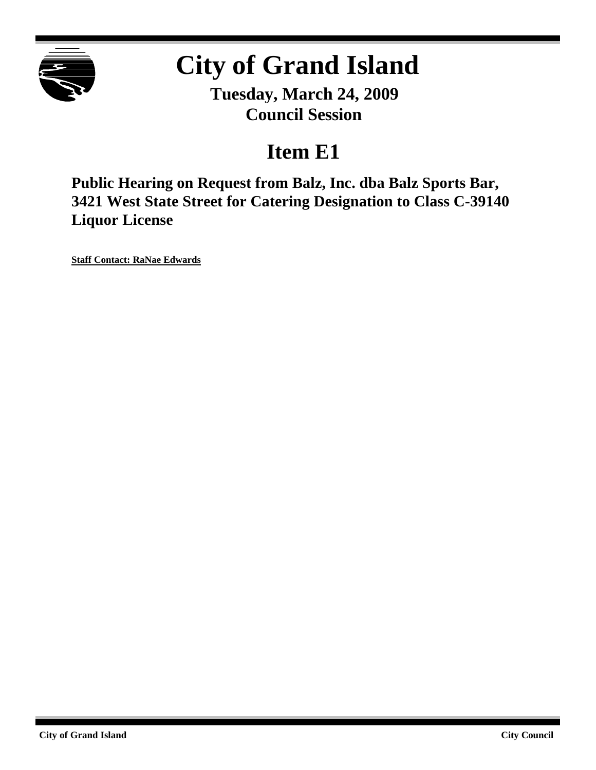# City of Grand Island

**Tuesday, March 24, 2009**
**Council Session**

## Item E1

### Public Hearing on Request from Balz, Inc. dba Balz Sports Bar, 3421 West State Street for Catering Designation to Class C-39140 Liquor License

**Staff Contact: RaNae Edwards**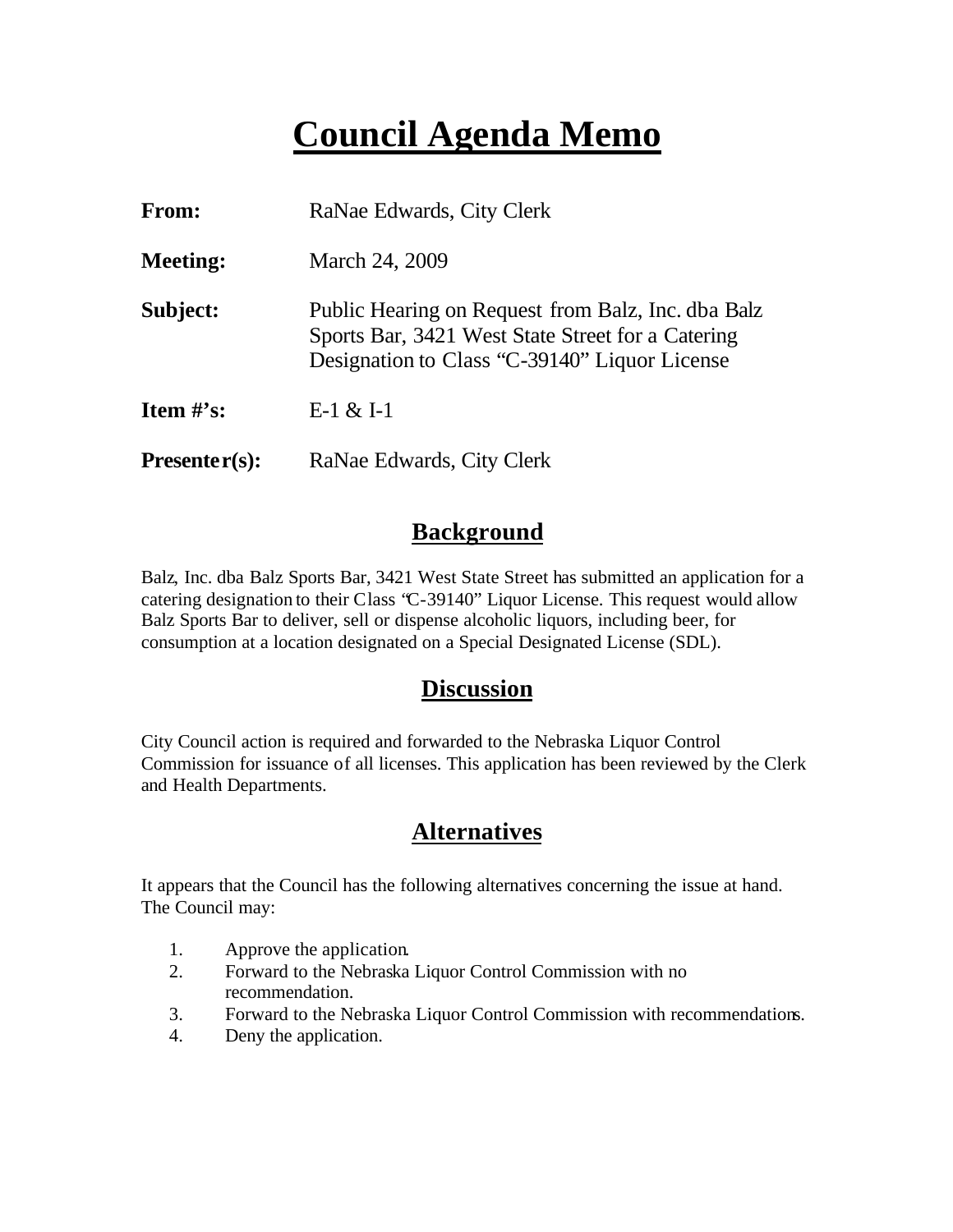# Council Agenda Memo

**From:** RaNae Edwards, City Clerk

**Meeting:** March 24, 2009

**Subject:** Public Hearing on Request from Balz, Inc. dba Balz Sports Bar, 3421 West State Street for a Catering Designation to Class "C-39140" Liquor License

**Item #'s:** E-1 & I-1

**Presenter(s):** RaNae Edwards, City Clerk

## Background

Balz, Inc. dba Balz Sports Bar, 3421 West State Street has submitted an application for a catering designation to their Class "C-39140" Liquor License. This request would allow Balz Sports Bar to deliver, sell or dispense alcoholic liquors, including beer, for consumption at a location designated on a Special Designated License (SDL).

## Discussion

City Council action is required and forwarded to the Nebraska Liquor Control Commission for issuance of all licenses. This application has been reviewed by the Clerk and Health Departments.

## Alternatives

It appears that the Council has the following alternatives concerning the issue at hand. The Council may:

1. Approve the application.
2. Forward to the Nebraska Liquor Control Commission with no recommendation.
3. Forward to the Nebraska Liquor Control Commission with recommendations.
4. Deny the application.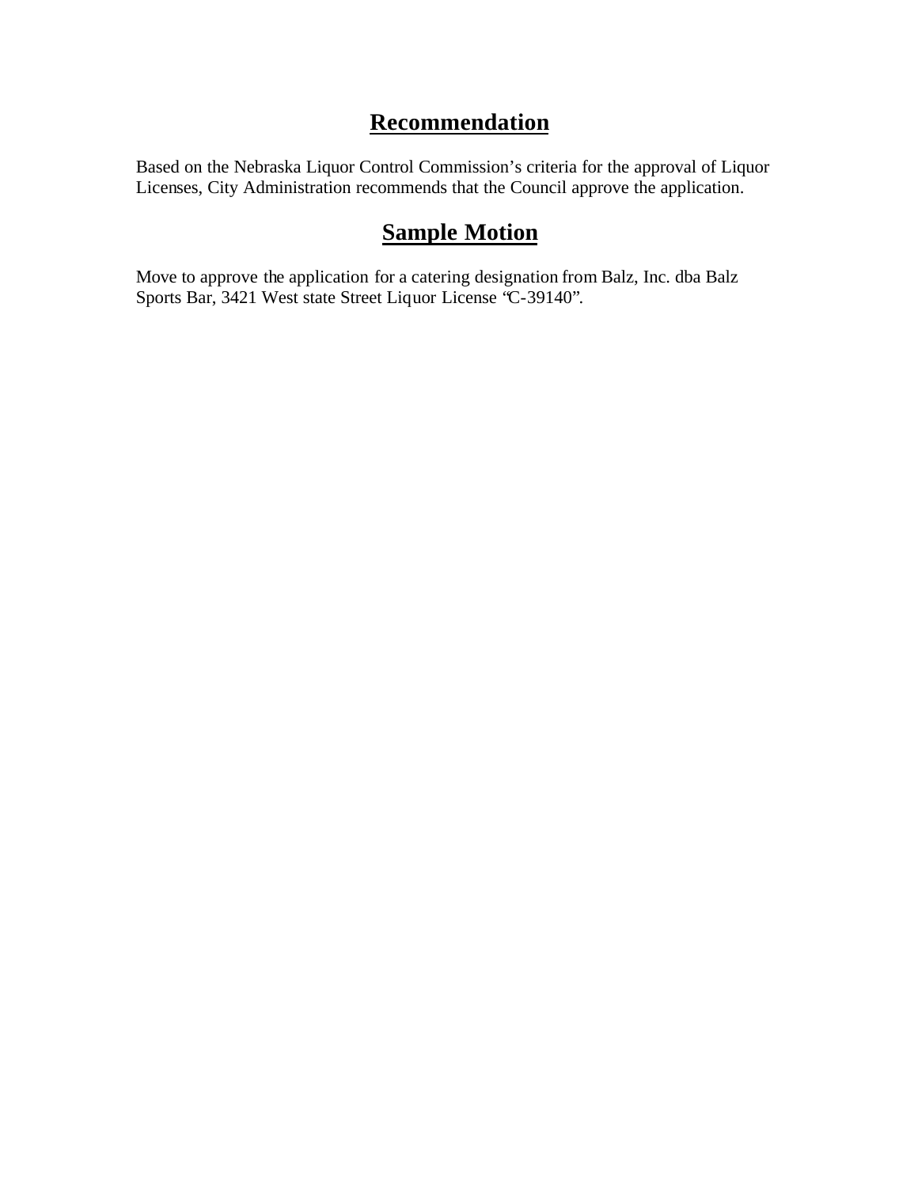## Recommendation

Based on the Nebraska Liquor Control Commission's criteria for the approval of Liquor Licenses, City Administration recommends that the Council approve the application.

## Sample Motion

Move to approve the application for a catering designation from Balz, Inc. dba Balz Sports Bar, 3421 West state Street Liquor License "C-39140".